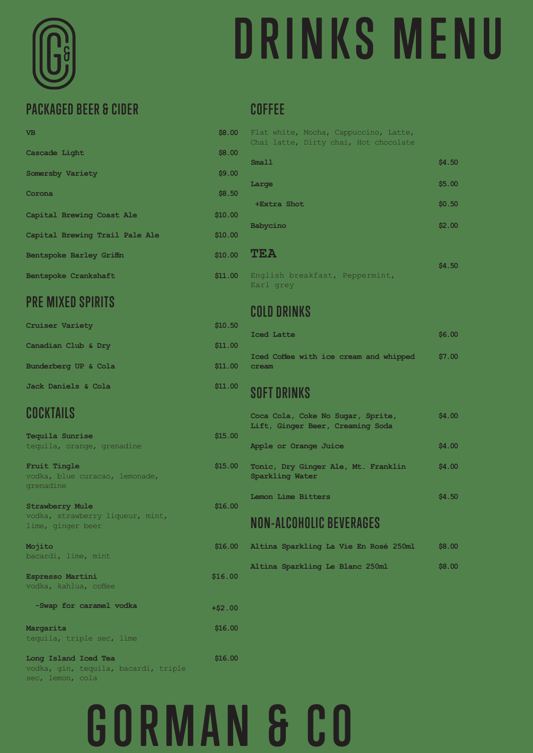# DRINKS MENU

## PACKAGED BEER & CIDER

| Item | Price |
| --- | --- |
| **VB** | $8.00 |
| **Cascade Light** | $8.00 |
| **Somersby Variety** | $9.00 |
| **Corona** | $8.50 |
| **Capital Brewing Coast Ale** | $10.00 |
| **Capital Brewing Trail Pale Ale** | $10.00 |
| **Bentspoke Barley Griffin** | $10.00 |
| **Bentspoke Crankshaft** | $11.00 |

## PRE MIXED SPIRITS

| Item | Price |
| --- | --- |
| **Cruiser Variety** | $10.50 |
| **Canadian Club & Dry** | $11.00 |
| **Bunderberg UP & Cola** | $11.00 |
| **Jack Daniels & Cola** | $11.00 |

## COCKTAILS

**Tequila Sunrise** — $15.00
tequila, orange, grenadine

**Fruit Tingle** — $15.00
vodka, blue curacao, lemonade, grenadine

**Strawberry Mule** — $16.00
vodka, strawberry liqueur, mint, lime, ginger beer

**Mojito** — $16.00
bacardi, lime, mint

**Espresso Martini** — $16.00
vodka, kahlua, coffee

-Swap for caramel vodka — +$2.00

**Margarita** — $16.00
tequila, triple sec, lime

**Long Island Iced Tea** — $16.00
vodka, gin, tequila, bacardi, triple sec, lemon, cola

## COFFEE

Flat white, Mocha, Cappuccino, Latte, Chai latte, Dirty chai, Hot chocolate

| Item | Price |
| --- | --- |
| **Small** | $4.50 |
| **Large** | $5.00 |
| **+Extra Shot** | $0.50 |
| **Babycino** | $2.00 |

## TEA

English breakfast, Peppermint, Earl grey — $4.50

## COLD DRINKS

| Item | Price |
| --- | --- |
| **Iced Latte** | $6.00 |
| **Iced Coffee with ice cream and whipped cream** | $7.00 |

## SOFT DRINKS

| Item | Price |
| --- | --- |
| **Coca Cola, Coke No Sugar, Sprite, Lift, Ginger Beer, Creaming Soda** | $4.00 |
| **Apple or Orange Juice** | $4.00 |
| **Tonic, Dry Ginger Ale, Mt. Franklin Sparkling Water** | $4.00 |
| **Lemon Lime Bitters** | $4.50 |

## NON-ALCOHOLIC BEVERAGES

| Item | Price |
| --- | --- |
| **Altina Sparkling La Vie En Rosé 250ml** | $8.00 |
| **Altina Sparkling Le Blanc 250ml** | $8.00 |

# GORMAN & CO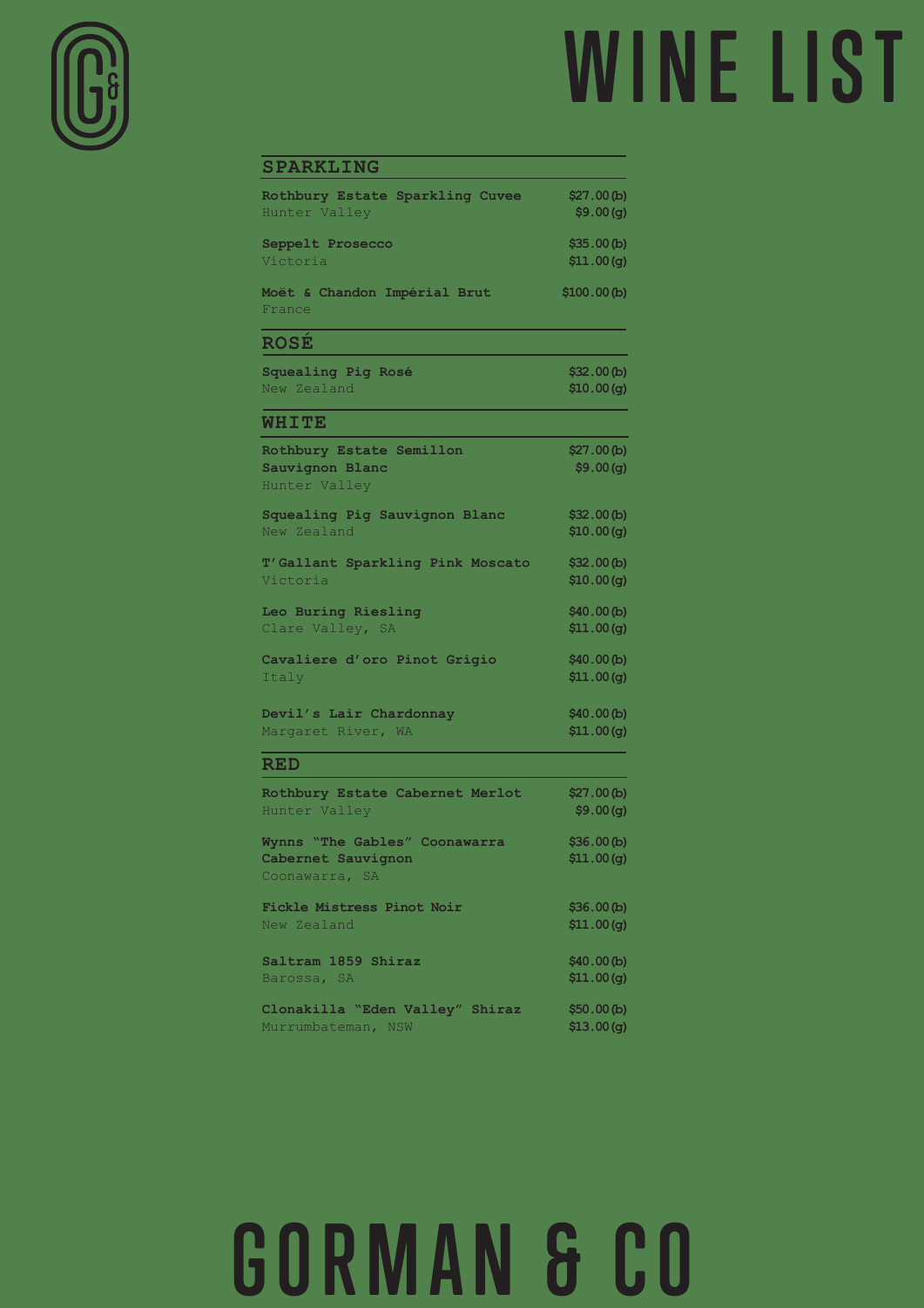# WINE LIST

## SPARKLING

**Rothbury Estate Sparkling Cuvee** — $27.00(b)
Hunter Valley — $9.00(g)

**Seppelt Prosecco** — $35.00(b)
Victoria — $11.00(g)

**Moët & Chandon Impérial Brut** — $100.00(b)
France

## ROSÉ

**Squealing Pig Rosé** — $32.00(b)
New Zealand — $10.00(g)

## WHITE

**Rothbury Estate Semillon Sauvignon Blanc** — $27.00(b)
Hunter Valley — $9.00(g)

**Squealing Pig Sauvignon Blanc** — $32.00(b)
New Zealand — $10.00(g)

**T'Gallant Sparkling Pink Moscato** — $32.00(b)
Victoria — $10.00(g)

**Leo Buring Riesling** — $40.00(b)
Clare Valley, SA — $11.00(g)

**Cavaliere d'oro Pinot Grigio** — $40.00(b)
Italy — $11.00(g)

**Devil's Lair Chardonnay** — $40.00(b)
Margaret River, WA — $11.00(g)

## RED

**Rothbury Estate Cabernet Merlot** — $27.00(b)
Hunter Valley — $9.00(g)

**Wynns "The Gables" Coonawarra Cabernet Sauvignon** — $36.00(b)
Coonawarra, SA — $11.00(g)

**Fickle Mistress Pinot Noir** — $36.00(b)
New Zealand — $11.00(g)

**Saltram 1859 Shiraz** — $40.00(b)
Barossa, SA — $11.00(g)

**Clonakilla "Eden Valley" Shiraz** — $50.00(b)
Murrumbateman, NSW — $13.00(g)

# GORMAN & CO